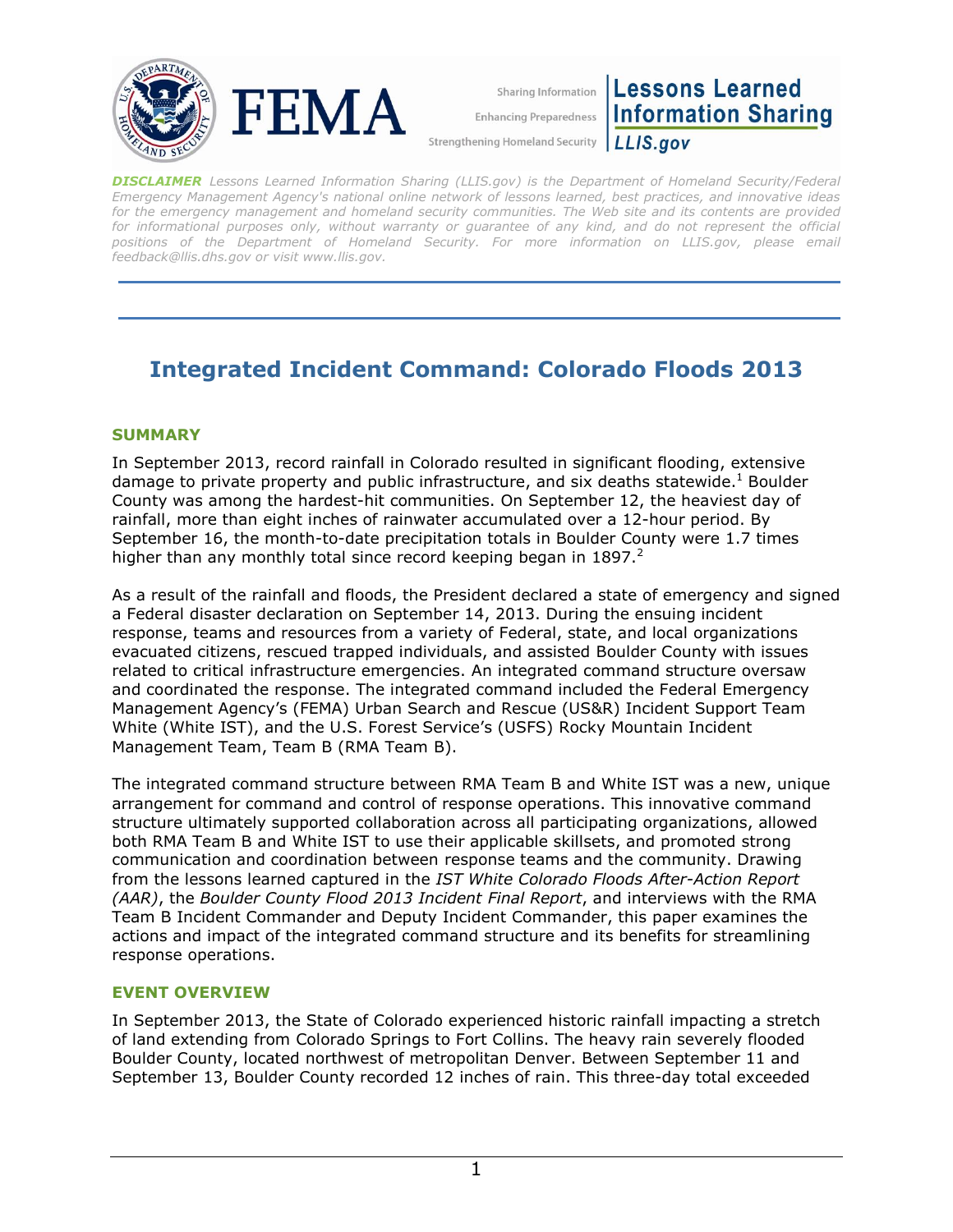Sharing Information
Enhancing Preparedness
Strengthening Homeland Security

**Lessons Learned Information Sharing**
**LLIS.gov**

***DISCLAIMER*** *Lessons Learned Information Sharing (LLIS.gov) is the Department of Homeland Security/Federal Emergency Management Agency's national online network of lessons learned, best practices, and innovative ideas for the emergency management and homeland security communities. The Web site and its contents are provided for informational purposes only, without warranty or guarantee of any kind, and do not represent the official positions of the Department of Homeland Security. For more information on LLIS.gov, please email feedback@llis.dhs.gov or visit www.llis.gov.*

---

# Integrated Incident Command: Colorado Floods 2013

## SUMMARY

In September 2013, record rainfall in Colorado resulted in significant flooding, extensive damage to private property and public infrastructure, and six deaths statewide.[1] Boulder County was among the hardest-hit communities. On September 12, the heaviest day of rainfall, more than eight inches of rainwater accumulated over a 12-hour period. By September 16, the month-to-date precipitation totals in Boulder County were 1.7 times higher than any monthly total since record keeping began in 1897.[2]

As a result of the rainfall and floods, the President declared a state of emergency and signed a Federal disaster declaration on September 14, 2013. During the ensuing incident response, teams and resources from a variety of Federal, state, and local organizations evacuated citizens, rescued trapped individuals, and assisted Boulder County with issues related to critical infrastructure emergencies. An integrated command structure oversaw and coordinated the response. The integrated command included the Federal Emergency Management Agency's (FEMA) Urban Search and Rescue (US&R) Incident Support Team White (White IST), and the U.S. Forest Service's (USFS) Rocky Mountain Incident Management Team, Team B (RMA Team B).

The integrated command structure between RMA Team B and White IST was a new, unique arrangement for command and control of response operations. This innovative command structure ultimately supported collaboration across all participating organizations, allowed both RMA Team B and White IST to use their applicable skillsets, and promoted strong communication and coordination between response teams and the community. Drawing from the lessons learned captured in the *IST White Colorado Floods After-Action Report (AAR)*, the *Boulder County Flood 2013 Incident Final Report*, and interviews with the RMA Team B Incident Commander and Deputy Incident Commander, this paper examines the actions and impact of the integrated command structure and its benefits for streamlining response operations.

## EVENT OVERVIEW

In September 2013, the State of Colorado experienced historic rainfall impacting a stretch of land extending from Colorado Springs to Fort Collins. The heavy rain severely flooded Boulder County, located northwest of metropolitan Denver. Between September 11 and September 13, Boulder County recorded 12 inches of rain. This three-day total exceeded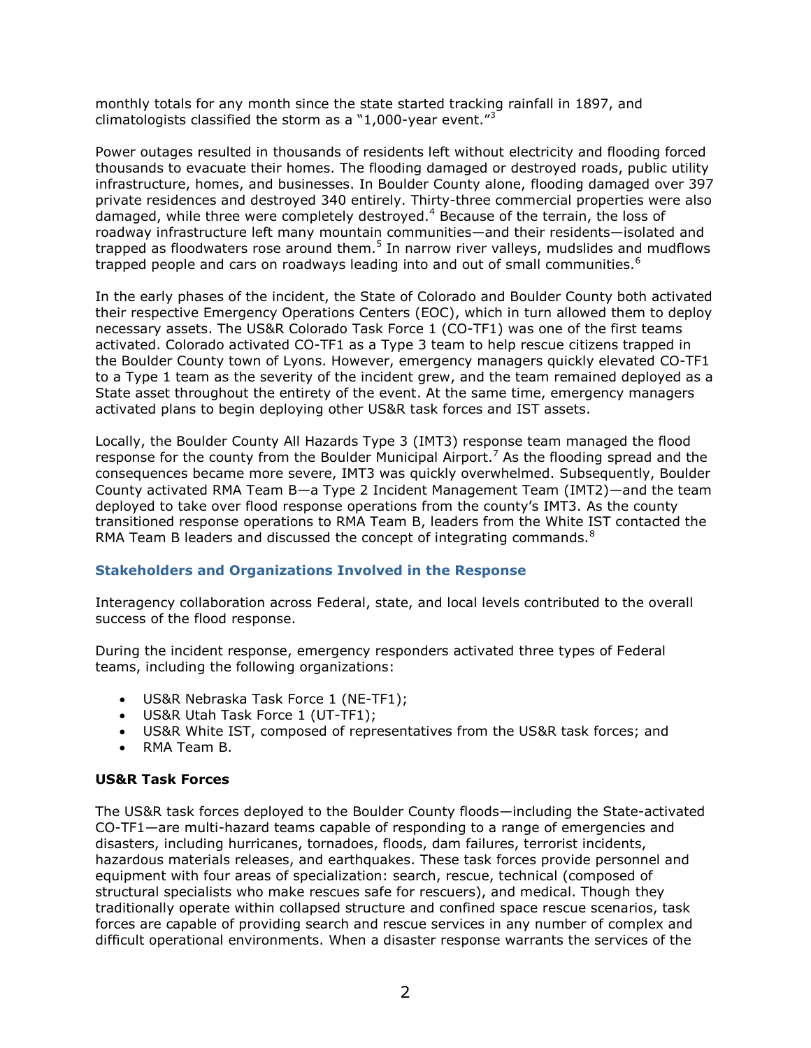monthly totals for any month since the state started tracking rainfall in 1897, and climatologists classified the storm as a "1,000-year event."[3]

Power outages resulted in thousands of residents left without electricity and flooding forced thousands to evacuate their homes. The flooding damaged or destroyed roads, public utility infrastructure, homes, and businesses. In Boulder County alone, flooding damaged over 397 private residences and destroyed 340 entirely. Thirty-three commercial properties were also damaged, while three were completely destroyed.[4] Because of the terrain, the loss of roadway infrastructure left many mountain communities—and their residents—isolated and trapped as floodwaters rose around them.[5] In narrow river valleys, mudslides and mudflows trapped people and cars on roadways leading into and out of small communities.[6]

In the early phases of the incident, the State of Colorado and Boulder County both activated their respective Emergency Operations Centers (EOC), which in turn allowed them to deploy necessary assets. The US&R Colorado Task Force 1 (CO-TF1) was one of the first teams activated. Colorado activated CO-TF1 as a Type 3 team to help rescue citizens trapped in the Boulder County town of Lyons. However, emergency managers quickly elevated CO-TF1 to a Type 1 team as the severity of the incident grew, and the team remained deployed as a State asset throughout the entirety of the event. At the same time, emergency managers activated plans to begin deploying other US&R task forces and IST assets.

Locally, the Boulder County All Hazards Type 3 (IMT3) response team managed the flood response for the county from the Boulder Municipal Airport.[7] As the flooding spread and the consequences became more severe, IMT3 was quickly overwhelmed. Subsequently, Boulder County activated RMA Team B—a Type 2 Incident Management Team (IMT2)—and the team deployed to take over flood response operations from the county's IMT3. As the county transitioned response operations to RMA Team B, leaders from the White IST contacted the RMA Team B leaders and discussed the concept of integrating commands.[8]

### Stakeholders and Organizations Involved in the Response

Interagency collaboration across Federal, state, and local levels contributed to the overall success of the flood response.

During the incident response, emergency responders activated three types of Federal teams, including the following organizations:

- US&R Nebraska Task Force 1 (NE-TF1);
- US&R Utah Task Force 1 (UT-TF1);
- US&R White IST, composed of representatives from the US&R task forces; and
- RMA Team B.

#### US&R Task Forces

The US&R task forces deployed to the Boulder County floods—including the State-activated CO-TF1—are multi-hazard teams capable of responding to a range of emergencies and disasters, including hurricanes, tornadoes, floods, dam failures, terrorist incidents, hazardous materials releases, and earthquakes. These task forces provide personnel and equipment with four areas of specialization: search, rescue, technical (composed of structural specialists who make rescues safe for rescuers), and medical. Though they traditionally operate within collapsed structure and confined space rescue scenarios, task forces are capable of providing search and rescue services in any number of complex and difficult operational environments. When a disaster response warrants the services of the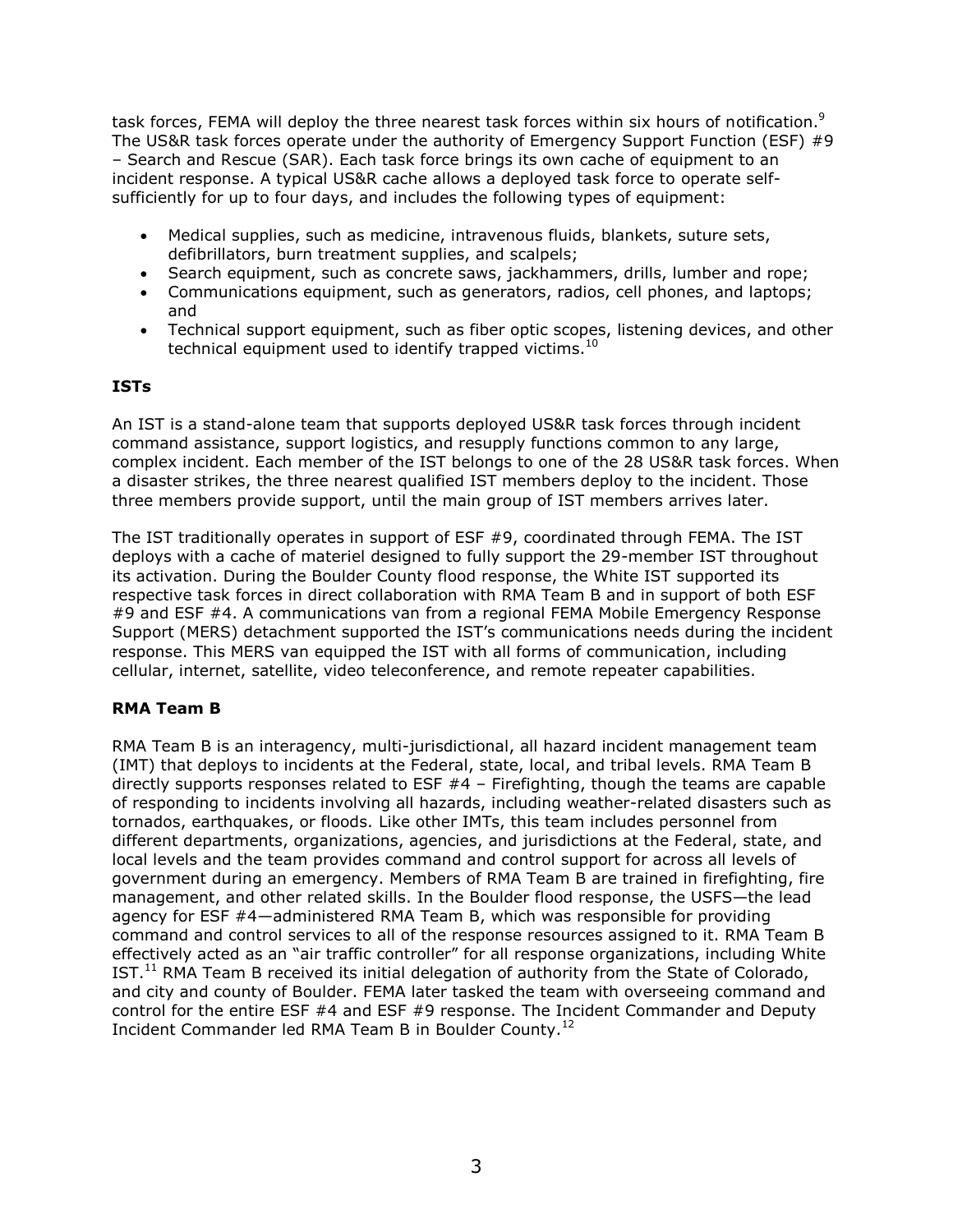task forces, FEMA will deploy the three nearest task forces within six hours of notification.[9] The US&R task forces operate under the authority of Emergency Support Function (ESF) #9 – Search and Rescue (SAR). Each task force brings its own cache of equipment to an incident response. A typical US&R cache allows a deployed task force to operate self-sufficiently for up to four days, and includes the following types of equipment:

- Medical supplies, such as medicine, intravenous fluids, blankets, suture sets, defibrillators, burn treatment supplies, and scalpels;
- Search equipment, such as concrete saws, jackhammers, drills, lumber and rope;
- Communications equipment, such as generators, radios, cell phones, and laptops; and
- Technical support equipment, such as fiber optic scopes, listening devices, and other technical equipment used to identify trapped victims.[10]

### ISTs

An IST is a stand-alone team that supports deployed US&R task forces through incident command assistance, support logistics, and resupply functions common to any large, complex incident. Each member of the IST belongs to one of the 28 US&R task forces. When a disaster strikes, the three nearest qualified IST members deploy to the incident. Those three members provide support, until the main group of IST members arrives later.

The IST traditionally operates in support of ESF #9, coordinated through FEMA. The IST deploys with a cache of materiel designed to fully support the 29-member IST throughout its activation. During the Boulder County flood response, the White IST supported its respective task forces in direct collaboration with RMA Team B and in support of both ESF #9 and ESF #4. A communications van from a regional FEMA Mobile Emergency Response Support (MERS) detachment supported the IST's communications needs during the incident response. This MERS van equipped the IST with all forms of communication, including cellular, internet, satellite, video teleconference, and remote repeater capabilities.

### RMA Team B

RMA Team B is an interagency, multi-jurisdictional, all hazard incident management team (IMT) that deploys to incidents at the Federal, state, local, and tribal levels. RMA Team B directly supports responses related to ESF #4 – Firefighting, though the teams are capable of responding to incidents involving all hazards, including weather-related disasters such as tornados, earthquakes, or floods. Like other IMTs, this team includes personnel from different departments, organizations, agencies, and jurisdictions at the Federal, state, and local levels and the team provides command and control support for across all levels of government during an emergency. Members of RMA Team B are trained in firefighting, fire management, and other related skills. In the Boulder flood response, the USFS—the lead agency for ESF #4—administered RMA Team B, which was responsible for providing command and control services to all of the response resources assigned to it. RMA Team B effectively acted as an "air traffic controller" for all response organizations, including White IST.[11] RMA Team B received its initial delegation of authority from the State of Colorado, and city and county of Boulder. FEMA later tasked the team with overseeing command and control for the entire ESF #4 and ESF #9 response. The Incident Commander and Deputy Incident Commander led RMA Team B in Boulder County.[12]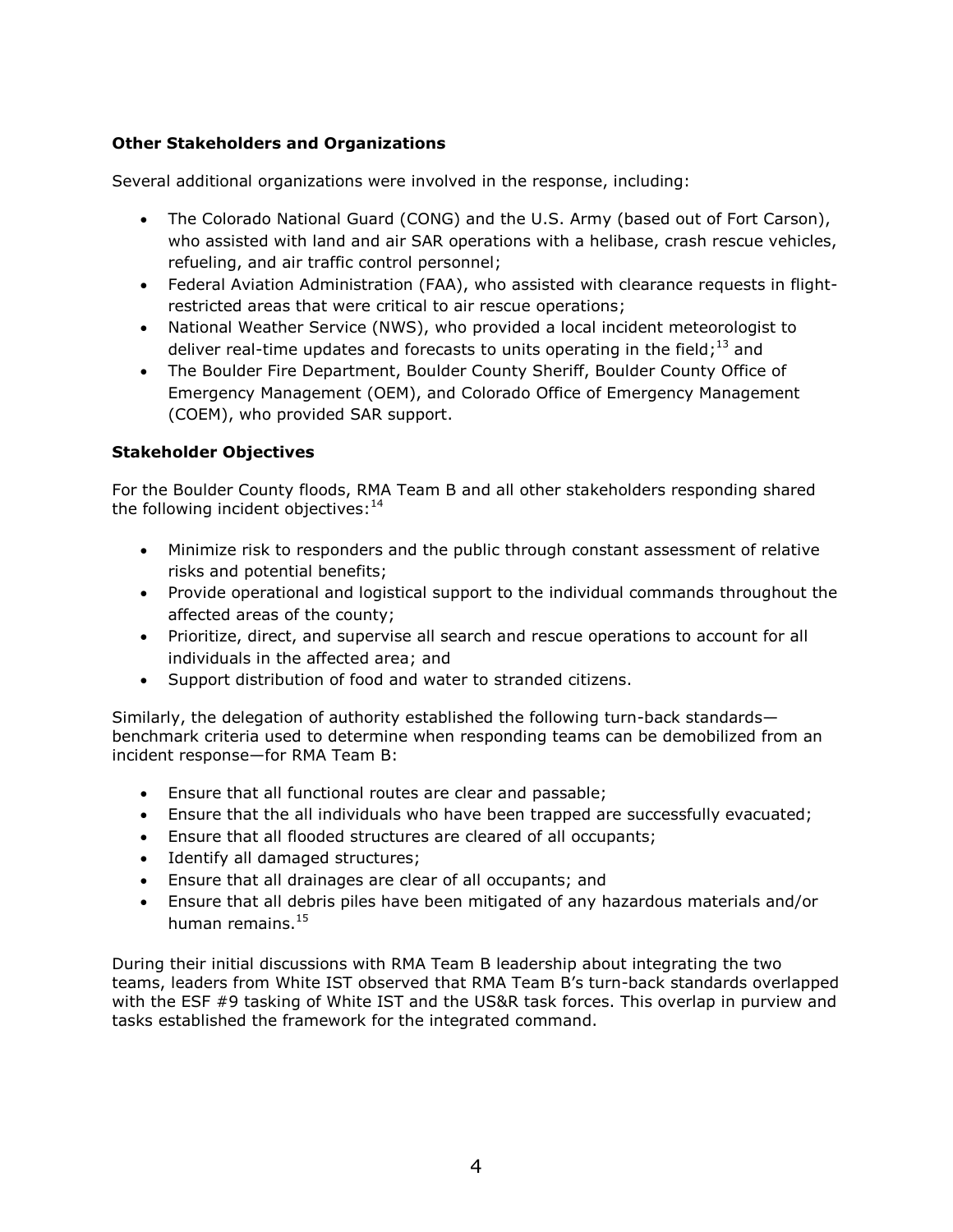**Other Stakeholders and Organizations**

Several additional organizations were involved in the response, including:

- The Colorado National Guard (CONG) and the U.S. Army (based out of Fort Carson), who assisted with land and air SAR operations with a helibase, crash rescue vehicles, refueling, and air traffic control personnel;
- Federal Aviation Administration (FAA), who assisted with clearance requests in flight-restricted areas that were critical to air rescue operations;
- National Weather Service (NWS), who provided a local incident meteorologist to deliver real-time updates and forecasts to units operating in the field;[13] and
- The Boulder Fire Department, Boulder County Sheriff, Boulder County Office of Emergency Management (OEM), and Colorado Office of Emergency Management (COEM), who provided SAR support.

**Stakeholder Objectives**

For the Boulder County floods, RMA Team B and all other stakeholders responding shared the following incident objectives:[14]

- Minimize risk to responders and the public through constant assessment of relative risks and potential benefits;
- Provide operational and logistical support to the individual commands throughout the affected areas of the county;
- Prioritize, direct, and supervise all search and rescue operations to account for all individuals in the affected area; and
- Support distribution of food and water to stranded citizens.

Similarly, the delegation of authority established the following turn-back standards—benchmark criteria used to determine when responding teams can be demobilized from an incident response—for RMA Team B:

- Ensure that all functional routes are clear and passable;
- Ensure that the all individuals who have been trapped are successfully evacuated;
- Ensure that all flooded structures are cleared of all occupants;
- Identify all damaged structures;
- Ensure that all drainages are clear of all occupants; and
- Ensure that all debris piles have been mitigated of any hazardous materials and/or human remains.[15]

During their initial discussions with RMA Team B leadership about integrating the two teams, leaders from White IST observed that RMA Team B's turn-back standards overlapped with the ESF #9 tasking of White IST and the US&R task forces. This overlap in purview and tasks established the framework for the integrated command.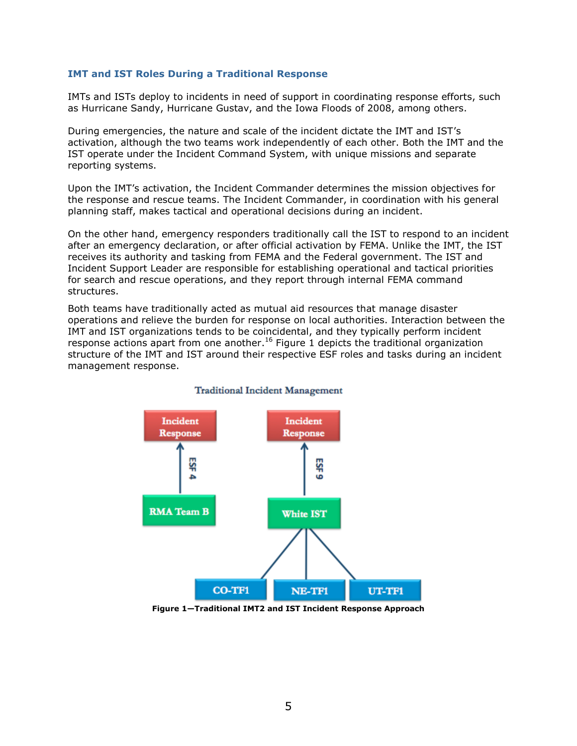### IMT and IST Roles During a Traditional Response

IMTs and ISTs deploy to incidents in need of support in coordinating response efforts, such as Hurricane Sandy, Hurricane Gustav, and the Iowa Floods of 2008, among others.

During emergencies, the nature and scale of the incident dictate the IMT and IST's activation, although the two teams work independently of each other. Both the IMT and the IST operate under the Incident Command System, with unique missions and separate reporting systems.

Upon the IMT's activation, the Incident Commander determines the mission objectives for the response and rescue teams. The Incident Commander, in coordination with his general planning staff, makes tactical and operational decisions during an incident.

On the other hand, emergency responders traditionally call the IST to respond to an incident after an emergency declaration, or after official activation by FEMA. Unlike the IMT, the IST receives its authority and tasking from FEMA and the Federal government. The IST and Incident Support Leader are responsible for establishing operational and tactical priorities for search and rescue operations, and they report through internal FEMA command structures.

Both teams have traditionally acted as mutual aid resources that manage disaster operations and relieve the burden for response on local authorities. Interaction between the IMT and IST organizations tends to be coincidental, and they typically perform incident response actions apart from one another.[16] Figure 1 depicts the traditional organization structure of the IMT and IST around their respective ESF roles and tasks during an incident management response.

Traditional Incident Management

Incident Response ← ESF 4 ← RMA Team B

Incident Response ← ESF 9 ← White IST ← CO-TF1, NE-TF1, UT-TF1

**Figure 1—Traditional IMT2 and IST Incident Response Approach**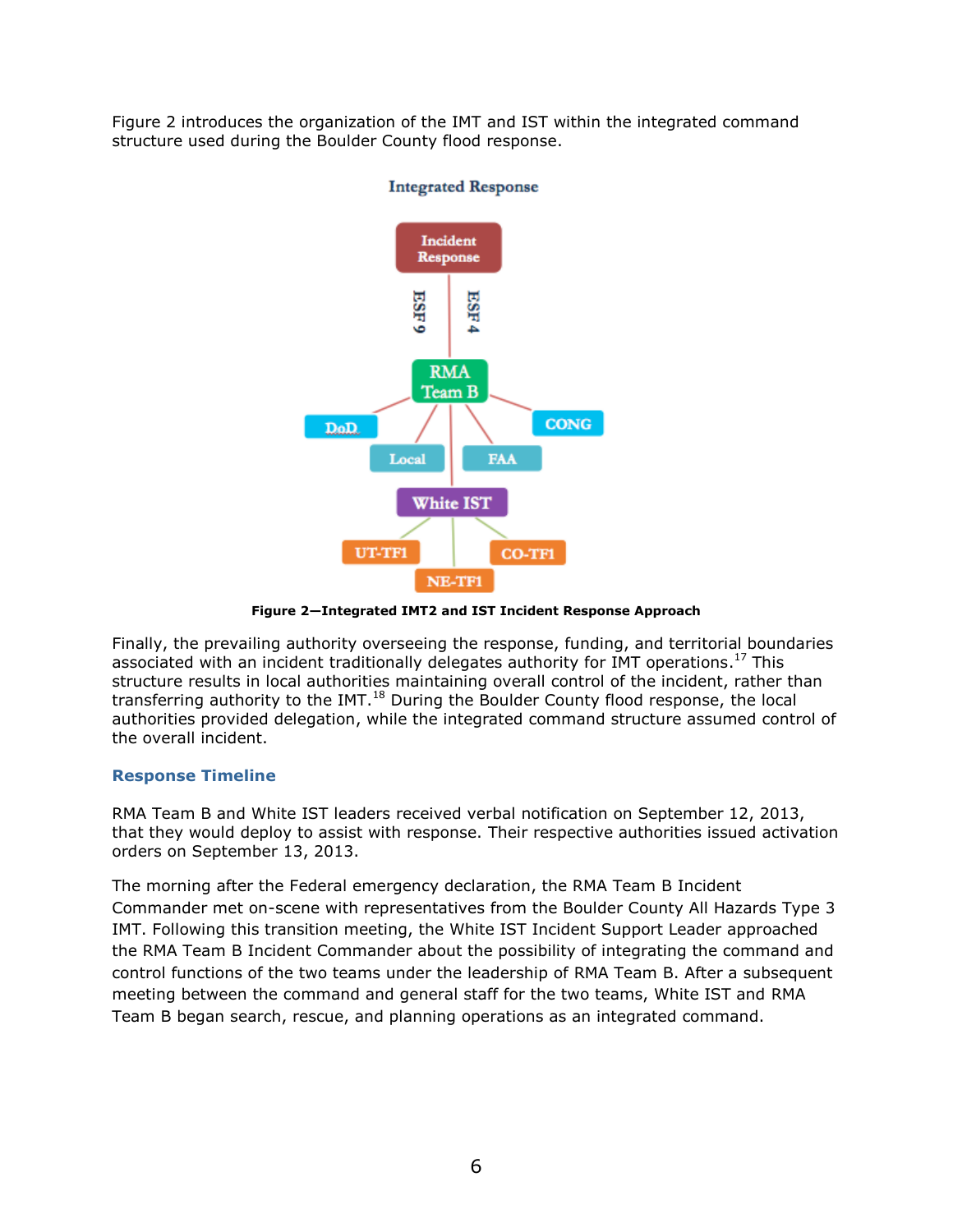Figure 2 introduces the organization of the IMT and IST within the integrated command structure used during the Boulder County flood response.

Integrated Response

Incident Response

ESF 9 ESF 4

RMA Team B

DoD CONG Local FAA

White IST

UT-TF1 CO-TF1 NE-TF1

**Figure 2—Integrated IMT2 and IST Incident Response Approach**

Finally, the prevailing authority overseeing the response, funding, and territorial boundaries associated with an incident traditionally delegates authority for IMT operations.[17] This structure results in local authorities maintaining overall control of the incident, rather than transferring authority to the IMT.[18] During the Boulder County flood response, the local authorities provided delegation, while the integrated command structure assumed control of the overall incident.

## Response Timeline

RMA Team B and White IST leaders received verbal notification on September 12, 2013, that they would deploy to assist with response. Their respective authorities issued activation orders on September 13, 2013.

The morning after the Federal emergency declaration, the RMA Team B Incident Commander met on-scene with representatives from the Boulder County All Hazards Type 3 IMT. Following this transition meeting, the White IST Incident Support Leader approached the RMA Team B Incident Commander about the possibility of integrating the command and control functions of the two teams under the leadership of RMA Team B. After a subsequent meeting between the command and general staff for the two teams, White IST and RMA Team B began search, rescue, and planning operations as an integrated command.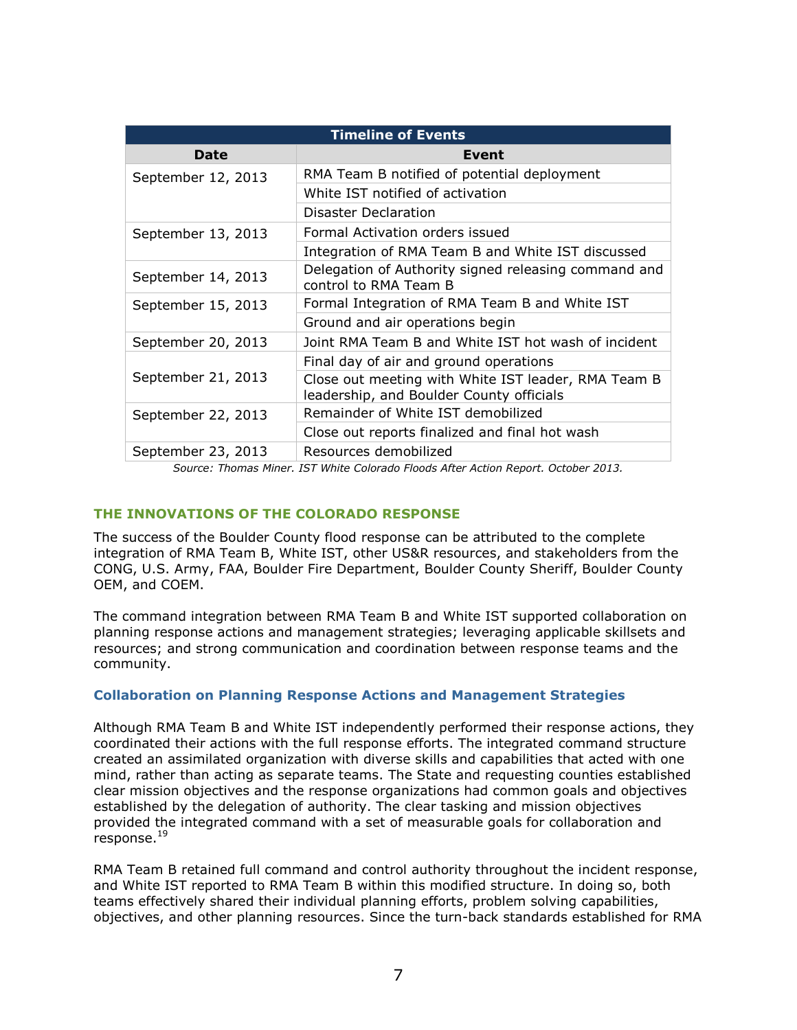| Timeline of Events | |
|---|---|
| **Date** | **Event** |
| September 12, 2013 | RMA Team B notified of potential deployment |
| | White IST notified of activation |
| | Disaster Declaration |
| September 13, 2013 | Formal Activation orders issued |
| | Integration of RMA Team B and White IST discussed |
| September 14, 2013 | Delegation of Authority signed releasing command and control to RMA Team B |
| September 15, 2013 | Formal Integration of RMA Team B and White IST |
| | Ground and air operations begin |
| September 20, 2013 | Joint RMA Team B and White IST hot wash of incident |
| September 21, 2013 | Final day of air and ground operations |
| | Close out meeting with White IST leader, RMA Team B leadership, and Boulder County officials |
| September 22, 2013 | Remainder of White IST demobilized |
| | Close out reports finalized and final hot wash |
| September 23, 2013 | Resources demobilized |

*Source: Thomas Miner. IST White Colorado Floods After Action Report. October 2013.*

## THE INNOVATIONS OF THE COLORADO RESPONSE

The success of the Boulder County flood response can be attributed to the complete integration of RMA Team B, White IST, other US&R resources, and stakeholders from the CONG, U.S. Army, FAA, Boulder Fire Department, Boulder County Sheriff, Boulder County OEM, and COEM.

The command integration between RMA Team B and White IST supported collaboration on planning response actions and management strategies; leveraging applicable skillsets and resources; and strong communication and coordination between response teams and the community.

### Collaboration on Planning Response Actions and Management Strategies

Although RMA Team B and White IST independently performed their response actions, they coordinated their actions with the full response efforts. The integrated command structure created an assimilated organization with diverse skills and capabilities that acted with one mind, rather than acting as separate teams. The State and requesting counties established clear mission objectives and the response organizations had common goals and objectives established by the delegation of authority. The clear tasking and mission objectives provided the integrated command with a set of measurable goals for collaboration and response.[19]

RMA Team B retained full command and control authority throughout the incident response, and White IST reported to RMA Team B within this modified structure. In doing so, both teams effectively shared their individual planning efforts, problem solving capabilities, objectives, and other planning resources. Since the turn-back standards established for RMA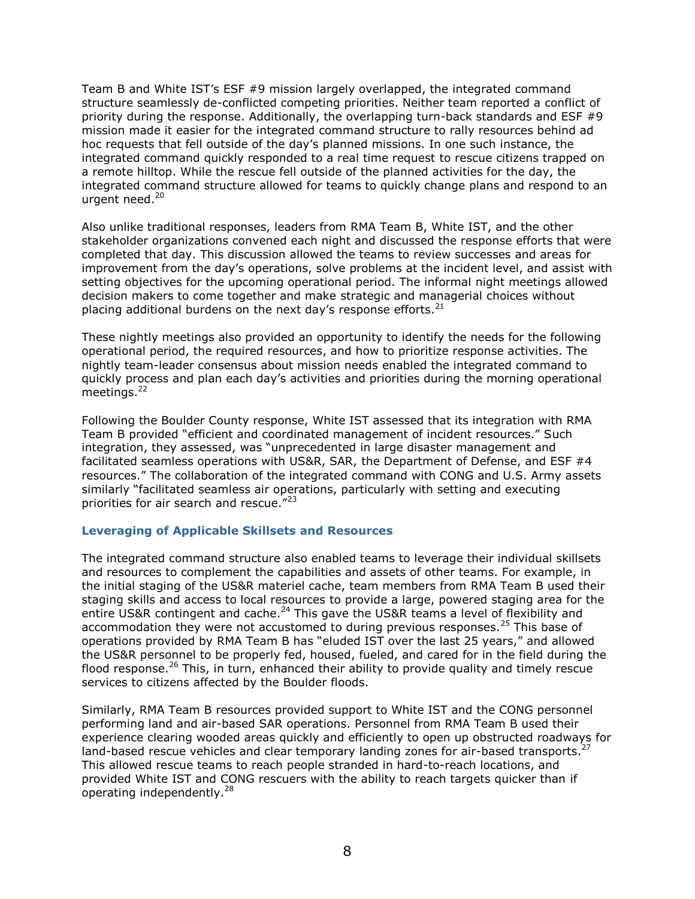Team B and White IST's ESF #9 mission largely overlapped, the integrated command structure seamlessly de-conflicted competing priorities. Neither team reported a conflict of priority during the response. Additionally, the overlapping turn-back standards and ESF #9 mission made it easier for the integrated command structure to rally resources behind ad hoc requests that fell outside of the day's planned missions. In one such instance, the integrated command quickly responded to a real time request to rescue citizens trapped on a remote hilltop. While the rescue fell outside of the planned activities for the day, the integrated command structure allowed for teams to quickly change plans and respond to an urgent need.[20]

Also unlike traditional responses, leaders from RMA Team B, White IST, and the other stakeholder organizations convened each night and discussed the response efforts that were completed that day. This discussion allowed the teams to review successes and areas for improvement from the day's operations, solve problems at the incident level, and assist with setting objectives for the upcoming operational period. The informal night meetings allowed decision makers to come together and make strategic and managerial choices without placing additional burdens on the next day's response efforts.[21]

These nightly meetings also provided an opportunity to identify the needs for the following operational period, the required resources, and how to prioritize response activities. The nightly team-leader consensus about mission needs enabled the integrated command to quickly process and plan each day's activities and priorities during the morning operational meetings.[22]

Following the Boulder County response, White IST assessed that its integration with RMA Team B provided "efficient and coordinated management of incident resources." Such integration, they assessed, was "unprecedented in large disaster management and facilitated seamless operations with US&R, SAR, the Department of Defense, and ESF #4 resources." The collaboration of the integrated command with CONG and U.S. Army assets similarly "facilitated seamless air operations, particularly with setting and executing priorities for air search and rescue."[23]

### Leveraging of Applicable Skillsets and Resources

The integrated command structure also enabled teams to leverage their individual skillsets and resources to complement the capabilities and assets of other teams. For example, in the initial staging of the US&R materiel cache, team members from RMA Team B used their staging skills and access to local resources to provide a large, powered staging area for the entire US&R contingent and cache.[24] This gave the US&R teams a level of flexibility and accommodation they were not accustomed to during previous responses.[25] This base of operations provided by RMA Team B has "eluded IST over the last 25 years," and allowed the US&R personnel to be properly fed, housed, fueled, and cared for in the field during the flood response.[26] This, in turn, enhanced their ability to provide quality and timely rescue services to citizens affected by the Boulder floods.

Similarly, RMA Team B resources provided support to White IST and the CONG personnel performing land and air-based SAR operations. Personnel from RMA Team B used their experience clearing wooded areas quickly and efficiently to open up obstructed roadways for land-based rescue vehicles and clear temporary landing zones for air-based transports.[27] This allowed rescue teams to reach people stranded in hard-to-reach locations, and provided White IST and CONG rescuers with the ability to reach targets quicker than if operating independently.[28]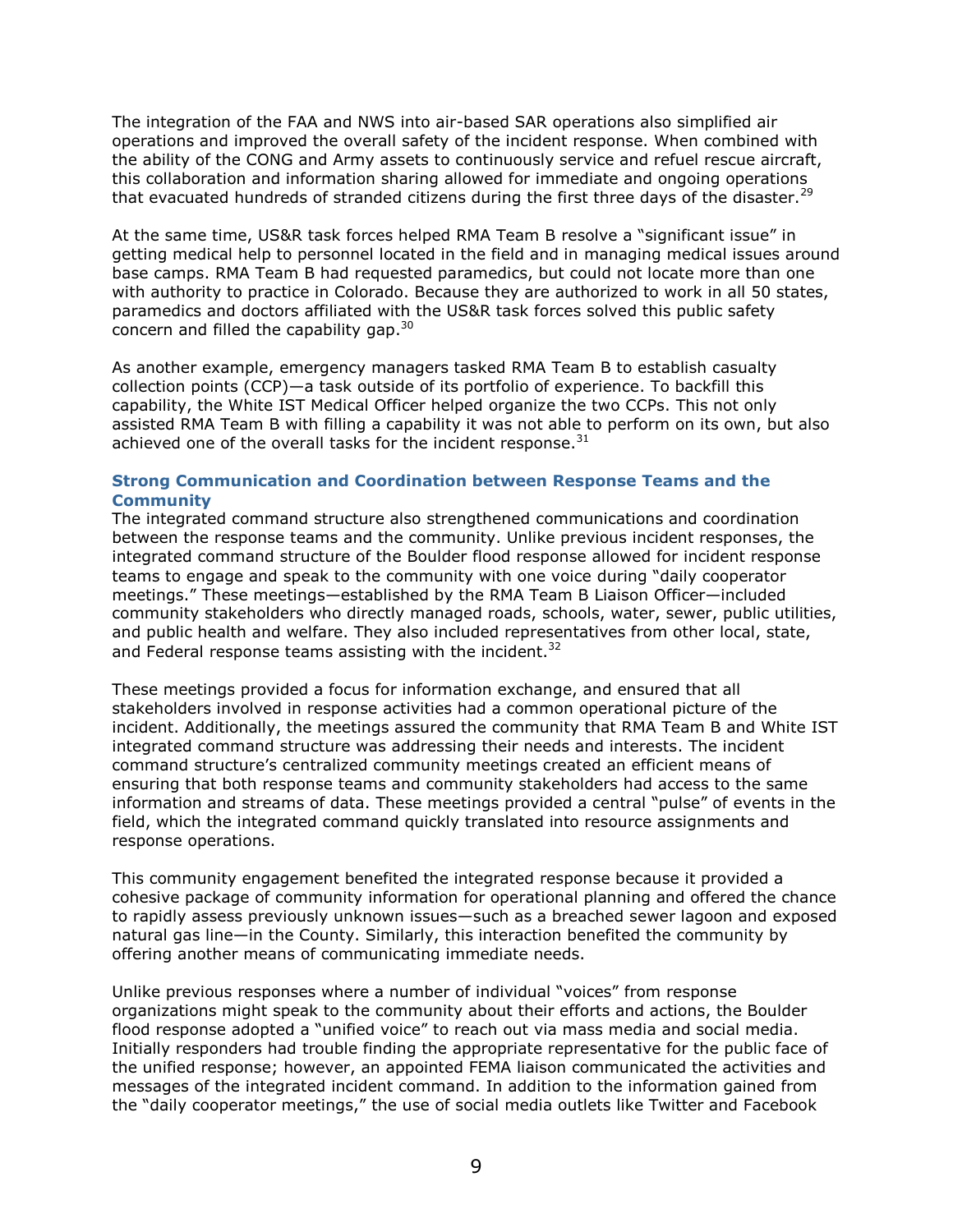The integration of the FAA and NWS into air-based SAR operations also simplified air operations and improved the overall safety of the incident response. When combined with the ability of the CONG and Army assets to continuously service and refuel rescue aircraft, this collaboration and information sharing allowed for immediate and ongoing operations that evacuated hundreds of stranded citizens during the first three days of the disaster.[29]

At the same time, US&R task forces helped RMA Team B resolve a "significant issue" in getting medical help to personnel located in the field and in managing medical issues around base camps. RMA Team B had requested paramedics, but could not locate more than one with authority to practice in Colorado. Because they are authorized to work in all 50 states, paramedics and doctors affiliated with the US&R task forces solved this public safety concern and filled the capability gap.[30]

As another example, emergency managers tasked RMA Team B to establish casualty collection points (CCP)—a task outside of its portfolio of experience. To backfill this capability, the White IST Medical Officer helped organize the two CCPs. This not only assisted RMA Team B with filling a capability it was not able to perform on its own, but also achieved one of the overall tasks for the incident response.[31]

### Strong Communication and Coordination between Response Teams and the Community

The integrated command structure also strengthened communications and coordination between the response teams and the community. Unlike previous incident responses, the integrated command structure of the Boulder flood response allowed for incident response teams to engage and speak to the community with one voice during "daily cooperator meetings." These meetings—established by the RMA Team B Liaison Officer—included community stakeholders who directly managed roads, schools, water, sewer, public utilities, and public health and welfare. They also included representatives from other local, state, and Federal response teams assisting with the incident.[32]

These meetings provided a focus for information exchange, and ensured that all stakeholders involved in response activities had a common operational picture of the incident. Additionally, the meetings assured the community that RMA Team B and White IST integrated command structure was addressing their needs and interests. The incident command structure's centralized community meetings created an efficient means of ensuring that both response teams and community stakeholders had access to the same information and streams of data. These meetings provided a central "pulse" of events in the field, which the integrated command quickly translated into resource assignments and response operations.

This community engagement benefited the integrated response because it provided a cohesive package of community information for operational planning and offered the chance to rapidly assess previously unknown issues—such as a breached sewer lagoon and exposed natural gas line—in the County. Similarly, this interaction benefited the community by offering another means of communicating immediate needs.

Unlike previous responses where a number of individual "voices" from response organizations might speak to the community about their efforts and actions, the Boulder flood response adopted a "unified voice" to reach out via mass media and social media. Initially responders had trouble finding the appropriate representative for the public face of the unified response; however, an appointed FEMA liaison communicated the activities and messages of the integrated incident command. In addition to the information gained from the "daily cooperator meetings," the use of social media outlets like Twitter and Facebook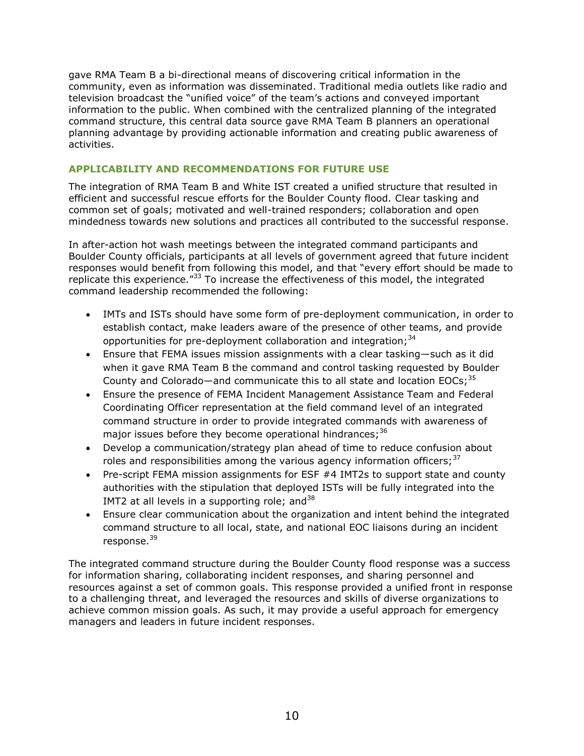gave RMA Team B a bi-directional means of discovering critical information in the community, even as information was disseminated. Traditional media outlets like radio and television broadcast the "unified voice" of the team's actions and conveyed important information to the public. When combined with the centralized planning of the integrated command structure, this central data source gave RMA Team B planners an operational planning advantage by providing actionable information and creating public awareness of activities.

## APPLICABILITY AND RECOMMENDATIONS FOR FUTURE USE

The integration of RMA Team B and White IST created a unified structure that resulted in efficient and successful rescue efforts for the Boulder County flood. Clear tasking and common set of goals; motivated and well-trained responders; collaboration and open mindedness towards new solutions and practices all contributed to the successful response.

In after-action hot wash meetings between the integrated command participants and Boulder County officials, participants at all levels of government agreed that future incident responses would benefit from following this model, and that "every effort should be made to replicate this experience."[33] To increase the effectiveness of this model, the integrated command leadership recommended the following:

- IMTs and ISTs should have some form of pre-deployment communication, in order to establish contact, make leaders aware of the presence of other teams, and provide opportunities for pre-deployment collaboration and integration;[34]
- Ensure that FEMA issues mission assignments with a clear tasking—such as it did when it gave RMA Team B the command and control tasking requested by Boulder County and Colorado—and communicate this to all state and location EOCs;[35]
- Ensure the presence of FEMA Incident Management Assistance Team and Federal Coordinating Officer representation at the field command level of an integrated command structure in order to provide integrated commands with awareness of major issues before they become operational hindrances;[36]
- Develop a communication/strategy plan ahead of time to reduce confusion about roles and responsibilities among the various agency information officers;[37]
- Pre-script FEMA mission assignments for ESF #4 IMT2s to support state and county authorities with the stipulation that deployed ISTs will be fully integrated into the IMT2 at all levels in a supporting role; and[38]
- Ensure clear communication about the organization and intent behind the integrated command structure to all local, state, and national EOC liaisons during an incident response.[39]

The integrated command structure during the Boulder County flood response was a success for information sharing, collaborating incident responses, and sharing personnel and resources against a set of common goals. This response provided a unified front in response to a challenging threat, and leveraged the resources and skills of diverse organizations to achieve common mission goals. As such, it may provide a useful approach for emergency managers and leaders in future incident responses.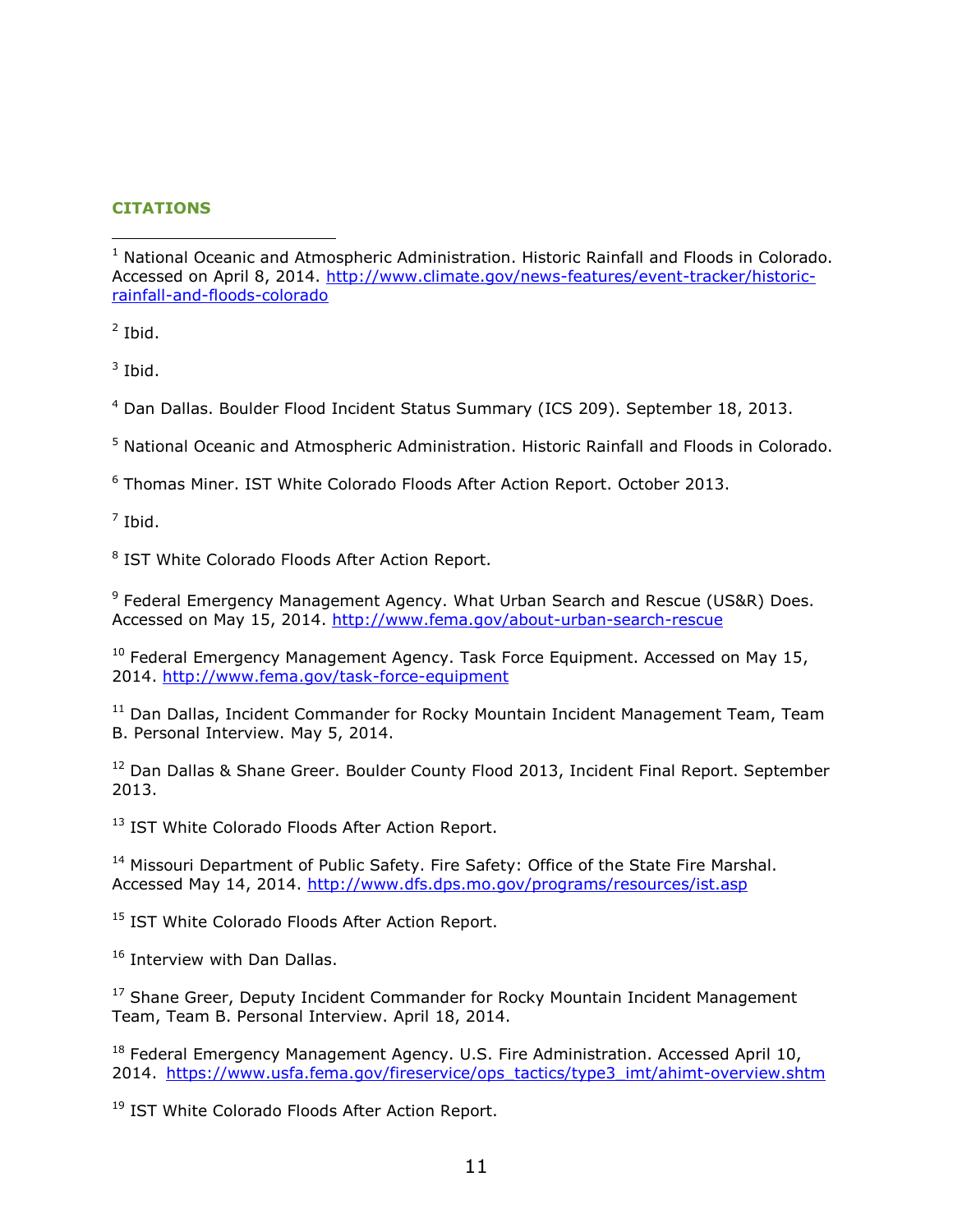## CITATIONS

[1] National Oceanic and Atmospheric Administration. Historic Rainfall and Floods in Colorado. Accessed on April 8, 2014. http://www.climate.gov/news-features/event-tracker/historic-rainfall-and-floods-colorado

[2] Ibid.

[3] Ibid.

[4] Dan Dallas. Boulder Flood Incident Status Summary (ICS 209). September 18, 2013.

[5] National Oceanic and Atmospheric Administration. Historic Rainfall and Floods in Colorado.

[6] Thomas Miner. IST White Colorado Floods After Action Report. October 2013.

[7] Ibid.

[8] IST White Colorado Floods After Action Report.

[9] Federal Emergency Management Agency. What Urban Search and Rescue (US&R) Does. Accessed on May 15, 2014. http://www.fema.gov/about-urban-search-rescue

[10] Federal Emergency Management Agency. Task Force Equipment. Accessed on May 15, 2014. http://www.fema.gov/task-force-equipment

[11] Dan Dallas, Incident Commander for Rocky Mountain Incident Management Team, Team B. Personal Interview. May 5, 2014.

[12] Dan Dallas & Shane Greer. Boulder County Flood 2013, Incident Final Report. September 2013.

[13] IST White Colorado Floods After Action Report.

[14] Missouri Department of Public Safety. Fire Safety: Office of the State Fire Marshal. Accessed May 14, 2014. http://www.dfs.dps.mo.gov/programs/resources/ist.asp

[15] IST White Colorado Floods After Action Report.

[16] Interview with Dan Dallas.

[17] Shane Greer, Deputy Incident Commander for Rocky Mountain Incident Management Team, Team B. Personal Interview. April 18, 2014.

[18] Federal Emergency Management Agency. U.S. Fire Administration. Accessed April 10, 2014. https://www.usfa.fema.gov/fireservice/ops_tactics/type3_imt/ahimt-overview.shtm

[19] IST White Colorado Floods After Action Report.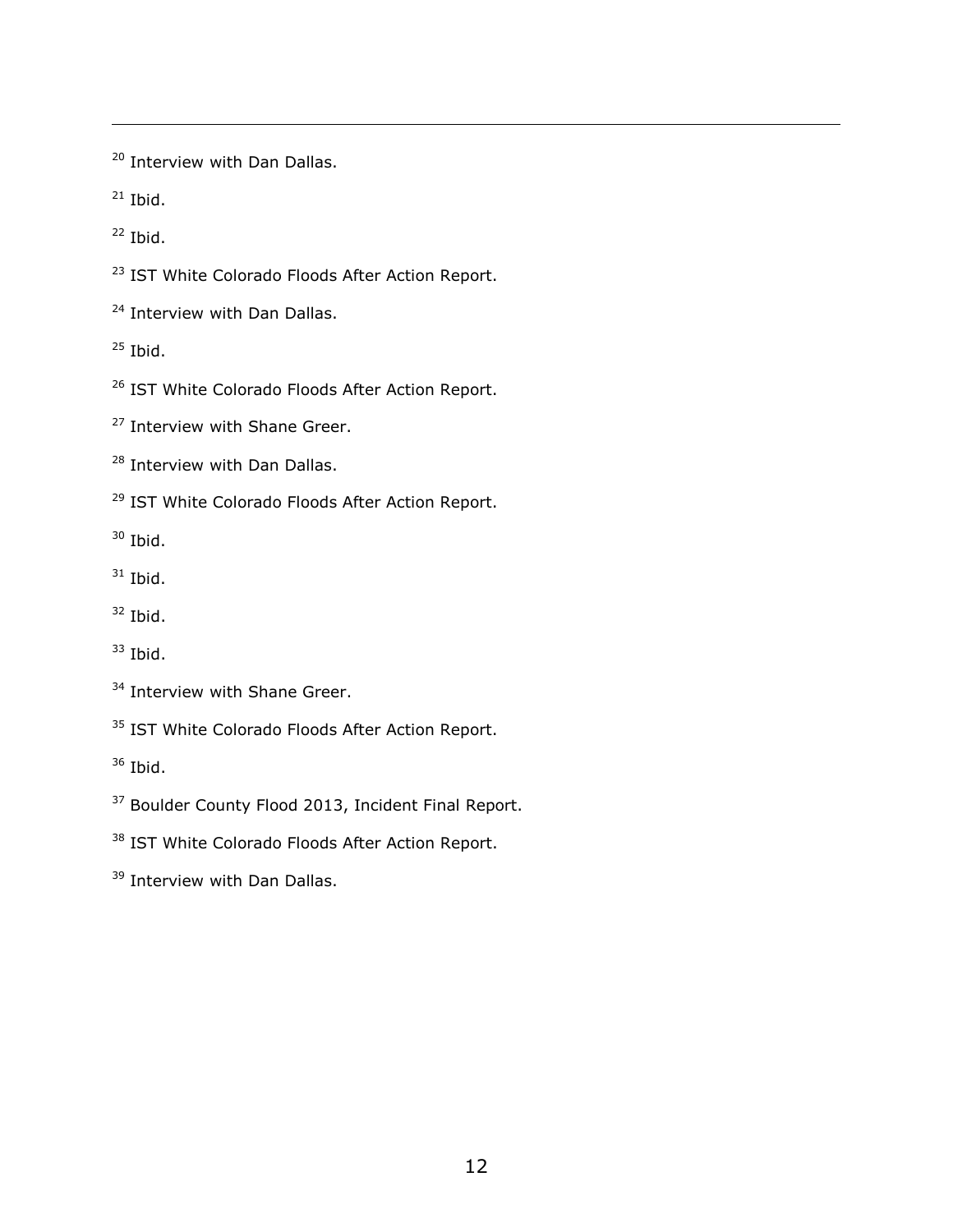[20] Interview with Dan Dallas.

[21] Ibid.

[22] Ibid.

[23] IST White Colorado Floods After Action Report.

[24] Interview with Dan Dallas.

[25] Ibid.

[26] IST White Colorado Floods After Action Report.

[27] Interview with Shane Greer.

[28] Interview with Dan Dallas.

[29] IST White Colorado Floods After Action Report.

[30] Ibid.

[31] Ibid.

[32] Ibid.

[33] Ibid.

[34] Interview with Shane Greer.

[35] IST White Colorado Floods After Action Report.

[36] Ibid.

[37] Boulder County Flood 2013, Incident Final Report.

[38] IST White Colorado Floods After Action Report.

[39] Interview with Dan Dallas.